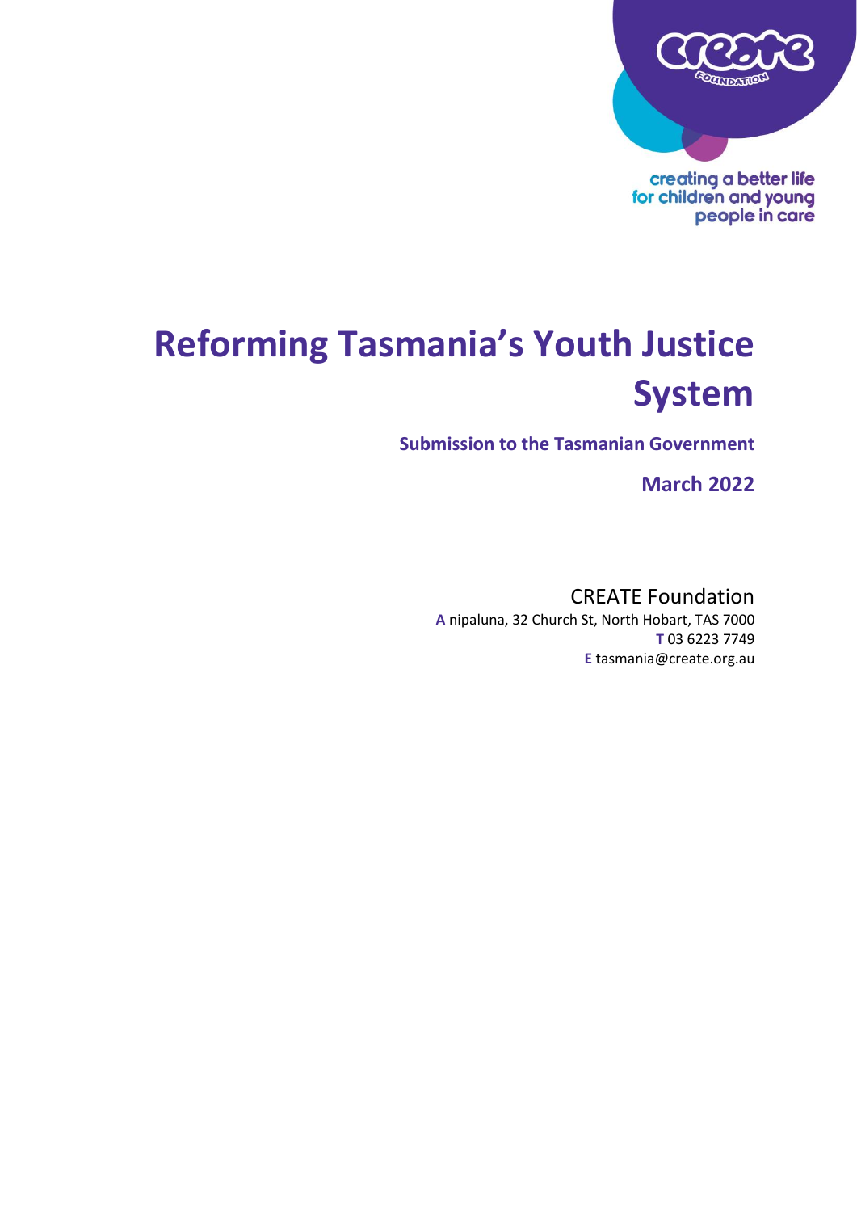creating a better life for children and young people in care

# Reforming Tasmania's Youth Justice System

**Submission to the Tasmanian Government**

**March 2022**

CREATE Foundation

**A** nipaluna, 32 Church St, North Hobart, TAS 7000

**T** 03 6223 7749

**E** tasmania@create.org.au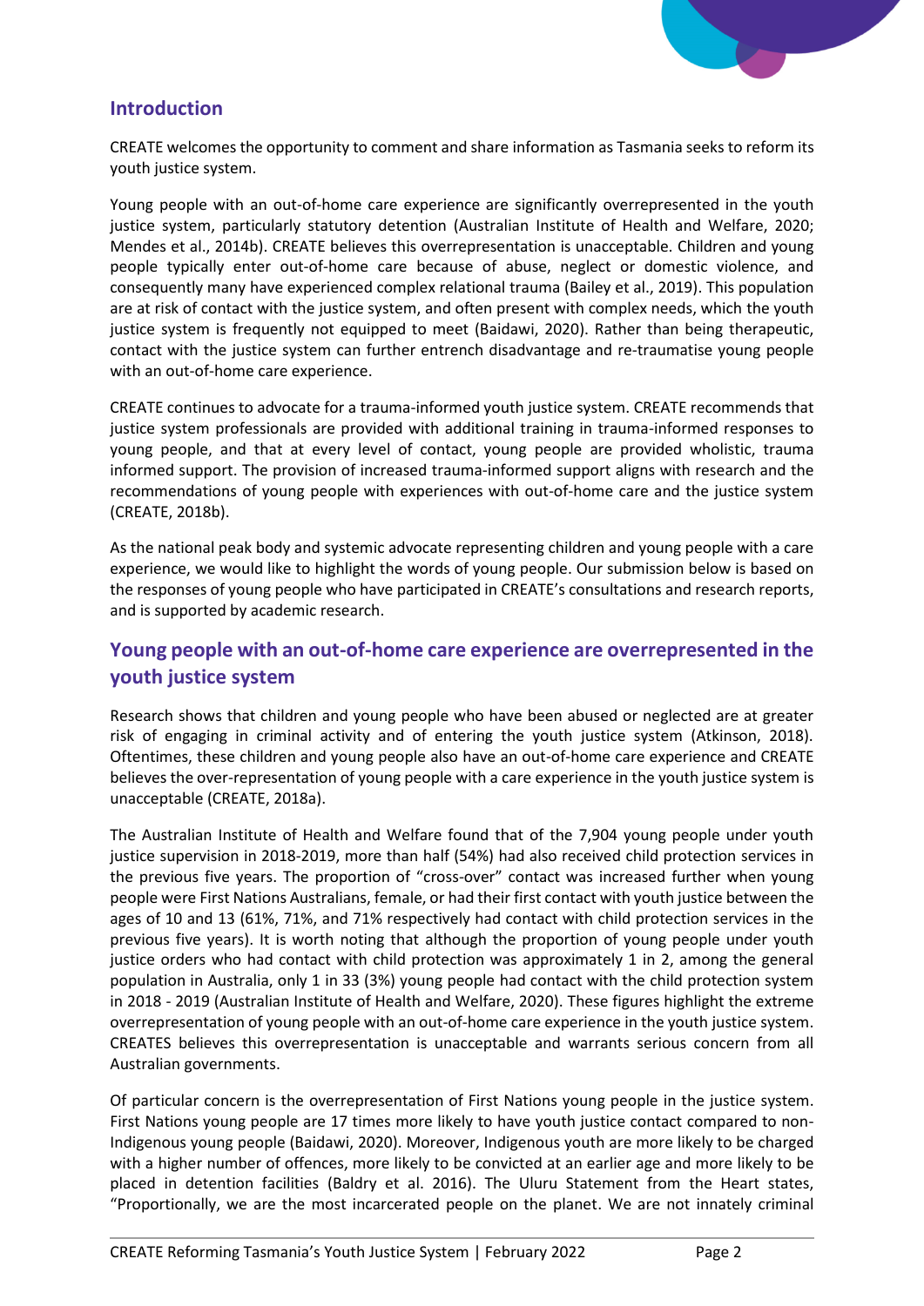## Introduction

CREATE welcomes the opportunity to comment and share information as Tasmania seeks to reform its youth justice system.

Young people with an out-of-home care experience are significantly overrepresented in the youth justice system, particularly statutory detention (Australian Institute of Health and Welfare, 2020; Mendes et al., 2014b). CREATE believes this overrepresentation is unacceptable. Children and young people typically enter out-of-home care because of abuse, neglect or domestic violence, and consequently many have experienced complex relational trauma (Bailey et al., 2019). This population are at risk of contact with the justice system, and often present with complex needs, which the youth justice system is frequently not equipped to meet (Baidawi, 2020). Rather than being therapeutic, contact with the justice system can further entrench disadvantage and re-traumatise young people with an out-of-home care experience.

CREATE continues to advocate for a trauma-informed youth justice system. CREATE recommends that justice system professionals are provided with additional training in trauma-informed responses to young people, and that at every level of contact, young people are provided wholistic, trauma informed support. The provision of increased trauma-informed support aligns with research and the recommendations of young people with experiences with out-of-home care and the justice system (CREATE, 2018b).

As the national peak body and systemic advocate representing children and young people with a care experience, we would like to highlight the words of young people. Our submission below is based on the responses of young people who have participated in CREATE's consultations and research reports, and is supported by academic research.

## Young people with an out-of-home care experience are overrepresented in the youth justice system

Research shows that children and young people who have been abused or neglected are at greater risk of engaging in criminal activity and of entering the youth justice system (Atkinson, 2018). Oftentimes, these children and young people also have an out-of-home care experience and CREATE believes the over-representation of young people with a care experience in the youth justice system is unacceptable (CREATE, 2018a).

The Australian Institute of Health and Welfare found that of the 7,904 young people under youth justice supervision in 2018-2019, more than half (54%) had also received child protection services in the previous five years. The proportion of "cross-over" contact was increased further when young people were First Nations Australians, female, or had their first contact with youth justice between the ages of 10 and 13 (61%, 71%, and 71% respectively had contact with child protection services in the previous five years). It is worth noting that although the proportion of young people under youth justice orders who had contact with child protection was approximately 1 in 2, among the general population in Australia, only 1 in 33 (3%) young people had contact with the child protection system in 2018 - 2019 (Australian Institute of Health and Welfare, 2020). These figures highlight the extreme overrepresentation of young people with an out-of-home care experience in the youth justice system. CREATES believes this overrepresentation is unacceptable and warrants serious concern from all Australian governments.

Of particular concern is the overrepresentation of First Nations young people in the justice system. First Nations young people are 17 times more likely to have youth justice contact compared to non-Indigenous young people (Baidawi, 2020). Moreover, Indigenous youth are more likely to be charged with a higher number of offences, more likely to be convicted at an earlier age and more likely to be placed in detention facilities (Baldry et al. 2016). The Uluru Statement from the Heart states, "Proportionally, we are the most incarcerated people on the planet. We are not innately criminal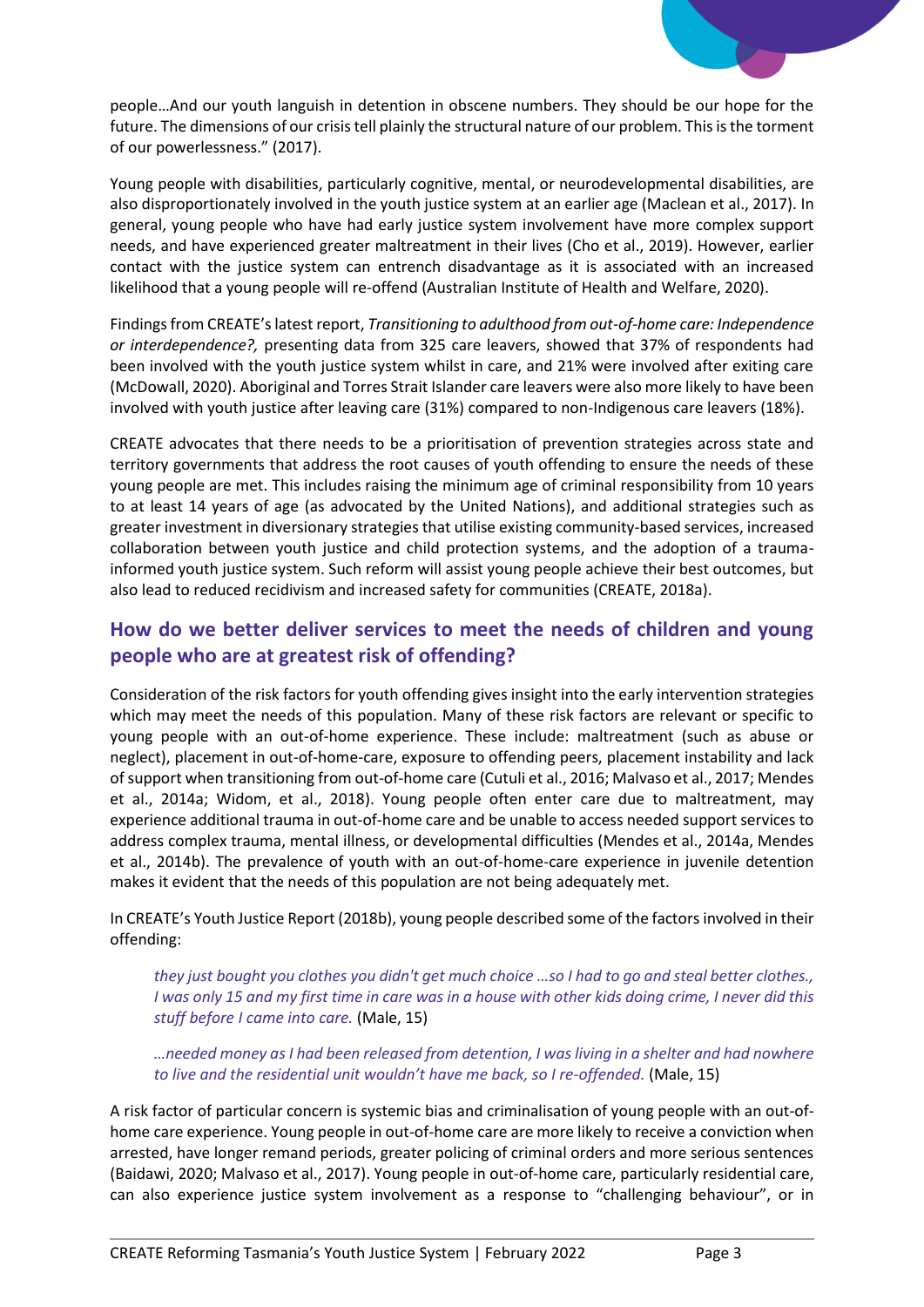people…And our youth languish in detention in obscene numbers. They should be our hope for the future. The dimensions of our crisis tell plainly the structural nature of our problem. This is the torment of our powerlessness." (2017).

Young people with disabilities, particularly cognitive, mental, or neurodevelopmental disabilities, are also disproportionately involved in the youth justice system at an earlier age (Maclean et al., 2017). In general, young people who have had early justice system involvement have more complex support needs, and have experienced greater maltreatment in their lives (Cho et al., 2019). However, earlier contact with the justice system can entrench disadvantage as it is associated with an increased likelihood that a young people will re-offend (Australian Institute of Health and Welfare, 2020).

Findings from CREATE's latest report, *Transitioning to adulthood from out-of-home care: Independence or interdependence?,* presenting data from 325 care leavers, showed that 37% of respondents had been involved with the youth justice system whilst in care, and 21% were involved after exiting care (McDowall, 2020). Aboriginal and Torres Strait Islander care leavers were also more likely to have been involved with youth justice after leaving care (31%) compared to non-Indigenous care leavers (18%).

CREATE advocates that there needs to be a prioritisation of prevention strategies across state and territory governments that address the root causes of youth offending to ensure the needs of these young people are met. This includes raising the minimum age of criminal responsibility from 10 years to at least 14 years of age (as advocated by the United Nations), and additional strategies such as greater investment in diversionary strategies that utilise existing community-based services, increased collaboration between youth justice and child protection systems, and the adoption of a trauma-informed youth justice system. Such reform will assist young people achieve their best outcomes, but also lead to reduced recidivism and increased safety for communities (CREATE, 2018a).

## How do we better deliver services to meet the needs of children and young people who are at greatest risk of offending?

Consideration of the risk factors for youth offending gives insight into the early intervention strategies which may meet the needs of this population. Many of these risk factors are relevant or specific to young people with an out-of-home experience. These include: maltreatment (such as abuse or neglect), placement in out-of-home-care, exposure to offending peers, placement instability and lack of support when transitioning from out-of-home care (Cutuli et al., 2016; Malvaso et al., 2017; Mendes et al., 2014a; Widom, et al., 2018). Young people often enter care due to maltreatment, may experience additional trauma in out-of-home care and be unable to access needed support services to address complex trauma, mental illness, or developmental difficulties (Mendes et al., 2014a, Mendes et al., 2014b). The prevalence of youth with an out-of-home-care experience in juvenile detention makes it evident that the needs of this population are not being adequately met.

In CREATE's Youth Justice Report (2018b), young people described some of the factors involved in their offending:

> *they just bought you clothes you didn't get much choice …so I had to go and steal better clothes., I was only 15 and my first time in care was in a house with other kids doing crime, I never did this stuff before I came into care.* (Male, 15)

> *…needed money as I had been released from detention, I was living in a shelter and had nowhere to live and the residential unit wouldn't have me back, so I re-offended.* (Male, 15)

A risk factor of particular concern is systemic bias and criminalisation of young people with an out-of-home care experience. Young people in out-of-home care are more likely to receive a conviction when arrested, have longer remand periods, greater policing of criminal orders and more serious sentences (Baidawi, 2020; Malvaso et al., 2017). Young people in out-of-home care, particularly residential care, can also experience justice system involvement as a response to "challenging behaviour", or in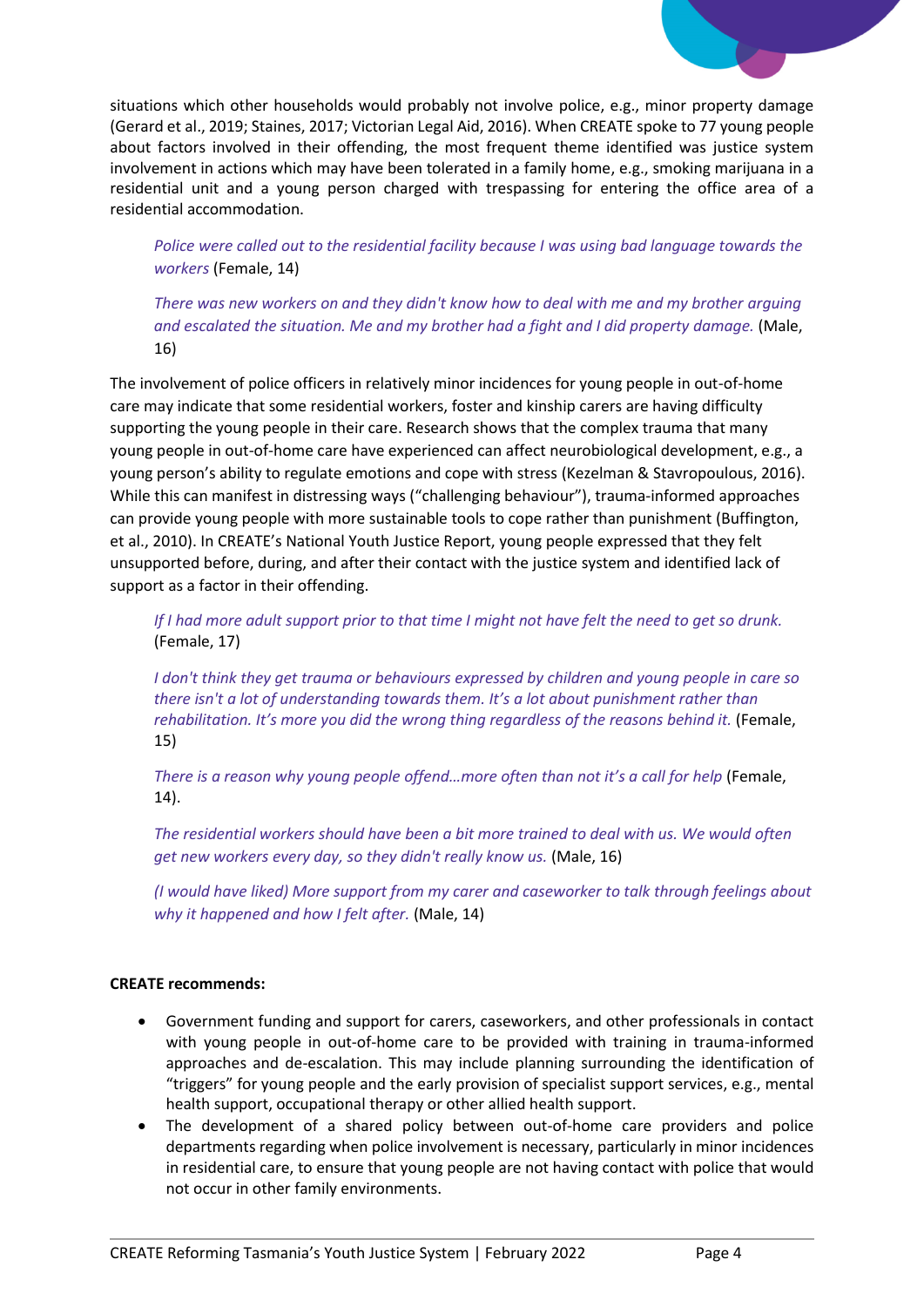situations which other households would probably not involve police, e.g., minor property damage (Gerard et al., 2019; Staines, 2017; Victorian Legal Aid, 2016). When CREATE spoke to 77 young people about factors involved in their offending, the most frequent theme identified was justice system involvement in actions which may have been tolerated in a family home, e.g., smoking marijuana in a residential unit and a young person charged with trespassing for entering the office area of a residential accommodation.

> *Police were called out to the residential facility because I was using bad language towards the workers* (Female, 14)
>
> *There was new workers on and they didn't know how to deal with me and my brother arguing and escalated the situation. Me and my brother had a fight and I did property damage.* (Male, 16)

The involvement of police officers in relatively minor incidences for young people in out-of-home care may indicate that some residential workers, foster and kinship carers are having difficulty supporting the young people in their care. Research shows that the complex trauma that many young people in out-of-home care have experienced can affect neurobiological development, e.g., a young person's ability to regulate emotions and cope with stress (Kezelman & Stavropoulous, 2016). While this can manifest in distressing ways ("challenging behaviour"), trauma-informed approaches can provide young people with more sustainable tools to cope rather than punishment (Buffington, et al., 2010). In CREATE's National Youth Justice Report, young people expressed that they felt unsupported before, during, and after their contact with the justice system and identified lack of support as a factor in their offending.

> *If I had more adult support prior to that time I might not have felt the need to get so drunk.* (Female, 17)
>
> *I don't think they get trauma or behaviours expressed by children and young people in care so there isn't a lot of understanding towards them. It's a lot about punishment rather than rehabilitation. It's more you did the wrong thing regardless of the reasons behind it.* (Female, 15)
>
> *There is a reason why young people offend…more often than not it's a call for help* (Female, 14).
>
> *The residential workers should have been a bit more trained to deal with us. We would often get new workers every day, so they didn't really know us.* (Male, 16)
>
> *(I would have liked) More support from my carer and caseworker to talk through feelings about why it happened and how I felt after.* (Male, 14)

**CREATE recommends:**

- Government funding and support for carers, caseworkers, and other professionals in contact with young people in out-of-home care to be provided with training in trauma-informed approaches and de-escalation. This may include planning surrounding the identification of "triggers" for young people and the early provision of specialist support services, e.g., mental health support, occupational therapy or other allied health support.
- The development of a shared policy between out-of-home care providers and police departments regarding when police involvement is necessary, particularly in minor incidences in residential care, to ensure that young people are not having contact with police that would not occur in other family environments.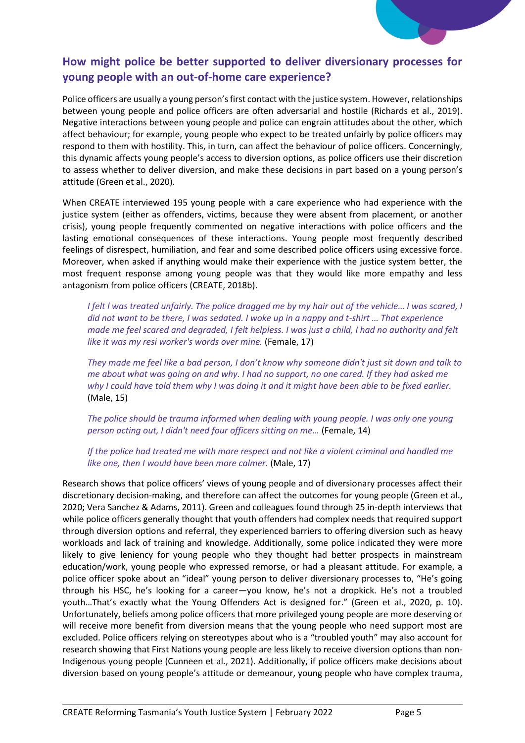## How might police be better supported to deliver diversionary processes for young people with an out-of-home care experience?

Police officers are usually a young person's first contact with the justice system. However, relationships between young people and police officers are often adversarial and hostile (Richards et al., 2019). Negative interactions between young people and police can engrain attitudes about the other, which affect behaviour; for example, young people who expect to be treated unfairly by police officers may respond to them with hostility. This, in turn, can affect the behaviour of police officers. Concerningly, this dynamic affects young people's access to diversion options, as police officers use their discretion to assess whether to deliver diversion, and make these decisions in part based on a young person's attitude (Green et al., 2020).

When CREATE interviewed 195 young people with a care experience who had experience with the justice system (either as offenders, victims, because they were absent from placement, or another crisis), young people frequently commented on negative interactions with police officers and the lasting emotional consequences of these interactions. Young people most frequently described feelings of disrespect, humiliation, and fear and some described police officers using excessive force. Moreover, when asked if anything would make their experience with the justice system better, the most frequent response among young people was that they would like more empathy and less antagonism from police officers (CREATE, 2018b).

> *I felt l was treated unfairly. The police dragged me by my hair out of the vehicle… I was scared, I did not want to be there, I was sedated. I woke up in a nappy and t-shirt … That experience made me feel scared and degraded, I felt helpless. I was just a child, I had no authority and felt like it was my resi worker's words over mine.* (Female, 17)

> *They made me feel like a bad person, I don't know why someone didn't just sit down and talk to me about what was going on and why. I had no support, no one cared. If they had asked me why I could have told them why I was doing it and it might have been able to be fixed earlier.* (Male, 15)

> *The police should be trauma informed when dealing with young people. I was only one young person acting out, I didn't need four officers sitting on me…* (Female, 14)

> *If the police had treated me with more respect and not like a violent criminal and handled me like one, then I would have been more calmer.* (Male, 17)

Research shows that police officers' views of young people and of diversionary processes affect their discretionary decision-making, and therefore can affect the outcomes for young people (Green et al., 2020; Vera Sanchez & Adams, 2011). Green and colleagues found through 25 in-depth interviews that while police officers generally thought that youth offenders had complex needs that required support through diversion options and referral, they experienced barriers to offering diversion such as heavy workloads and lack of training and knowledge. Additionally, some police indicated they were more likely to give leniency for young people who they thought had better prospects in mainstream education/work, young people who expressed remorse, or had a pleasant attitude. For example, a police officer spoke about an "ideal" young person to deliver diversionary processes to, "He's going through his HSC, he's looking for a career—you know, he's not a dropkick. He's not a troubled youth…That's exactly what the Young Offenders Act is designed for." (Green et al., 2020, p. 10). Unfortunately, beliefs among police officers that more privileged young people are more deserving or will receive more benefit from diversion means that the young people who need support most are excluded. Police officers relying on stereotypes about who is a "troubled youth" may also account for research showing that First Nations young people are less likely to receive diversion options than non-Indigenous young people (Cunneen et al., 2021). Additionally, if police officers make decisions about diversion based on young people's attitude or demeanour, young people who have complex trauma,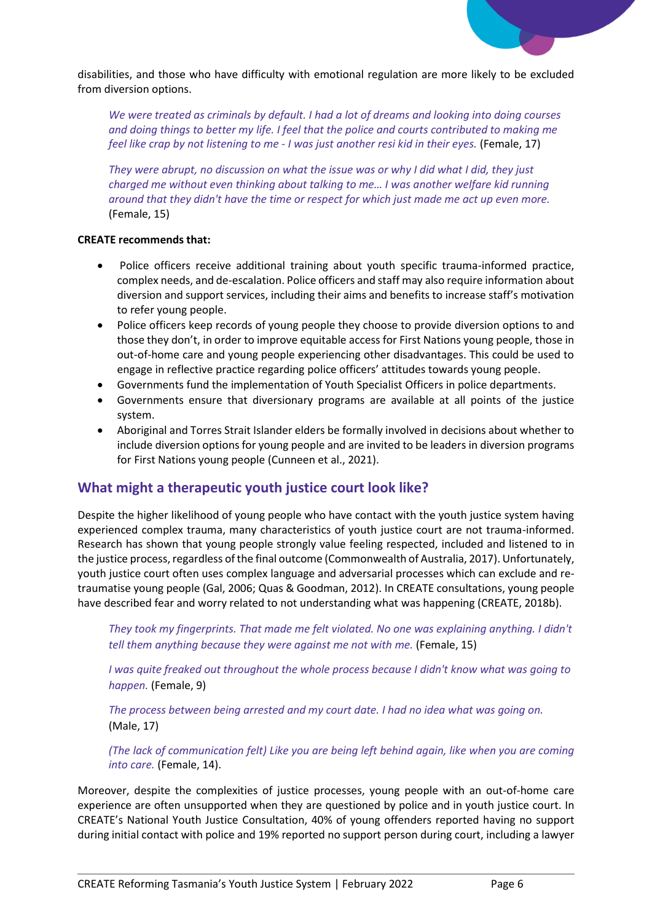disabilities, and those who have difficulty with emotional regulation are more likely to be excluded from diversion options.

> *We were treated as criminals by default. I had a lot of dreams and looking into doing courses and doing things to better my life. I feel that the police and courts contributed to making me feel like crap by not listening to me - I was just another resi kid in their eyes.* (Female, 17)

> *They were abrupt, no discussion on what the issue was or why I did what I did, they just charged me without even thinking about talking to me… I was another welfare kid running around that they didn't have the time or respect for which just made me act up even more.* (Female, 15)

**CREATE recommends that:**

- Police officers receive additional training about youth specific trauma-informed practice, complex needs, and de-escalation. Police officers and staff may also require information about diversion and support services, including their aims and benefits to increase staff's motivation to refer young people.
- Police officers keep records of young people they choose to provide diversion options to and those they don't, in order to improve equitable access for First Nations young people, those in out-of-home care and young people experiencing other disadvantages. This could be used to engage in reflective practice regarding police officers' attitudes towards young people.
- Governments fund the implementation of Youth Specialist Officers in police departments.
- Governments ensure that diversionary programs are available at all points of the justice system.
- Aboriginal and Torres Strait Islander elders be formally involved in decisions about whether to include diversion options for young people and are invited to be leaders in diversion programs for First Nations young people (Cunneen et al., 2021).

## What might a therapeutic youth justice court look like?

Despite the higher likelihood of young people who have contact with the youth justice system having experienced complex trauma, many characteristics of youth justice court are not trauma-informed. Research has shown that young people strongly value feeling respected, included and listened to in the justice process, regardless of the final outcome (Commonwealth of Australia, 2017). Unfortunately, youth justice court often uses complex language and adversarial processes which can exclude and re-traumatise young people (Gal, 2006; Quas & Goodman, 2012). In CREATE consultations, young people have described fear and worry related to not understanding what was happening (CREATE, 2018b).

> *They took my fingerprints. That made me felt violated. No one was explaining anything. I didn't tell them anything because they were against me not with me.* (Female, 15)

> *I was quite freaked out throughout the whole process because I didn't know what was going to happen.* (Female, 9)

> *The process between being arrested and my court date. I had no idea what was going on.* (Male, 17)

> *(The lack of communication felt) Like you are being left behind again, like when you are coming into care.* (Female, 14).

Moreover, despite the complexities of justice processes, young people with an out-of-home care experience are often unsupported when they are questioned by police and in youth justice court. In CREATE's National Youth Justice Consultation, 40% of young offenders reported having no support during initial contact with police and 19% reported no support person during court, including a lawyer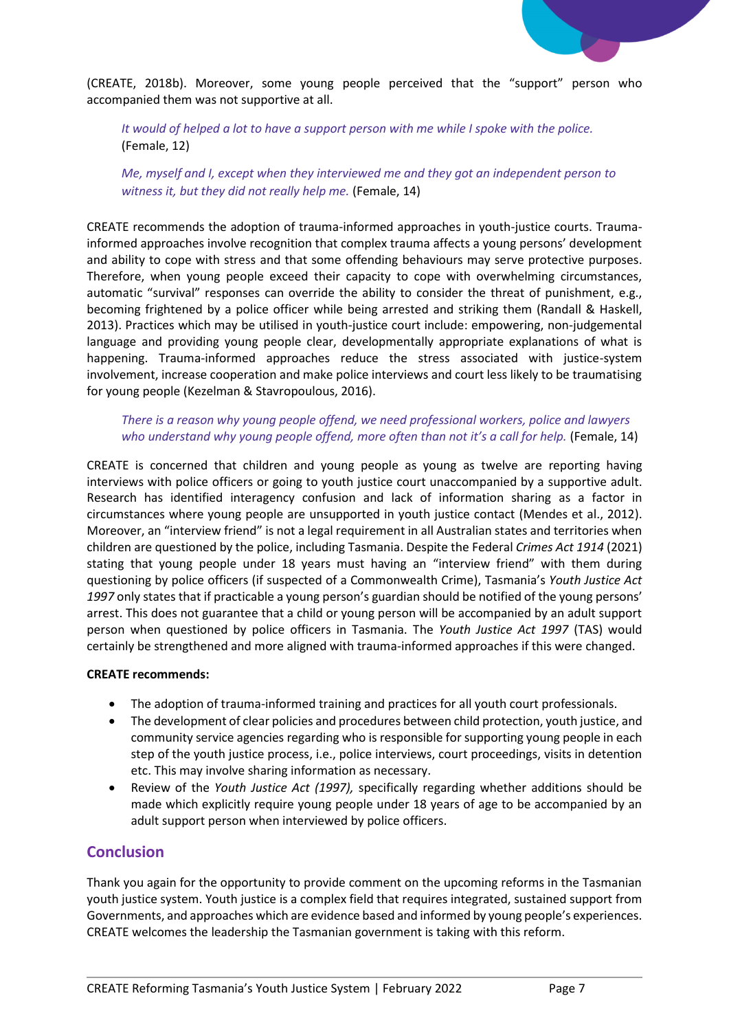(CREATE, 2018b). Moreover, some young people perceived that the "support" person who accompanied them was not supportive at all.

> *It would of helped a lot to have a support person with me while I spoke with the police.* (Female, 12)

> *Me, myself and I, except when they interviewed me and they got an independent person to witness it, but they did not really help me.* (Female, 14)

CREATE recommends the adoption of trauma-informed approaches in youth-justice courts. Trauma-informed approaches involve recognition that complex trauma affects a young persons' development and ability to cope with stress and that some offending behaviours may serve protective purposes. Therefore, when young people exceed their capacity to cope with overwhelming circumstances, automatic "survival" responses can override the ability to consider the threat of punishment, e.g., becoming frightened by a police officer while being arrested and striking them (Randall & Haskell, 2013). Practices which may be utilised in youth-justice court include: empowering, non-judgemental language and providing young people clear, developmentally appropriate explanations of what is happening. Trauma-informed approaches reduce the stress associated with justice-system involvement, increase cooperation and make police interviews and court less likely to be traumatising for young people (Kezelman & Stavropoulous, 2016).

> *There is a reason why young people offend, we need professional workers, police and lawyers who understand why young people offend, more often than not it's a call for help.* (Female, 14)

CREATE is concerned that children and young people as young as twelve are reporting having interviews with police officers or going to youth justice court unaccompanied by a supportive adult. Research has identified interagency confusion and lack of information sharing as a factor in circumstances where young people are unsupported in youth justice contact (Mendes et al., 2012). Moreover, an "interview friend" is not a legal requirement in all Australian states and territories when children are questioned by the police, including Tasmania. Despite the Federal *Crimes Act 1914* (2021) stating that young people under 18 years must having an "interview friend" with them during questioning by police officers (if suspected of a Commonwealth Crime), Tasmania's *Youth Justice Act 1997* only states that if practicable a young person's guardian should be notified of the young persons' arrest. This does not guarantee that a child or young person will be accompanied by an adult support person when questioned by police officers in Tasmania. The *Youth Justice Act 1997* (TAS) would certainly be strengthened and more aligned with trauma-informed approaches if this were changed.

**CREATE recommends:**

- The adoption of trauma-informed training and practices for all youth court professionals.
- The development of clear policies and procedures between child protection, youth justice, and community service agencies regarding who is responsible for supporting young people in each step of the youth justice process, i.e., police interviews, court proceedings, visits in detention etc. This may involve sharing information as necessary.
- Review of the *Youth Justice Act (1997),* specifically regarding whether additions should be made which explicitly require young people under 18 years of age to be accompanied by an adult support person when interviewed by police officers.

## Conclusion

Thank you again for the opportunity to provide comment on the upcoming reforms in the Tasmanian youth justice system. Youth justice is a complex field that requires integrated, sustained support from Governments, and approaches which are evidence based and informed by young people's experiences. CREATE welcomes the leadership the Tasmanian government is taking with this reform.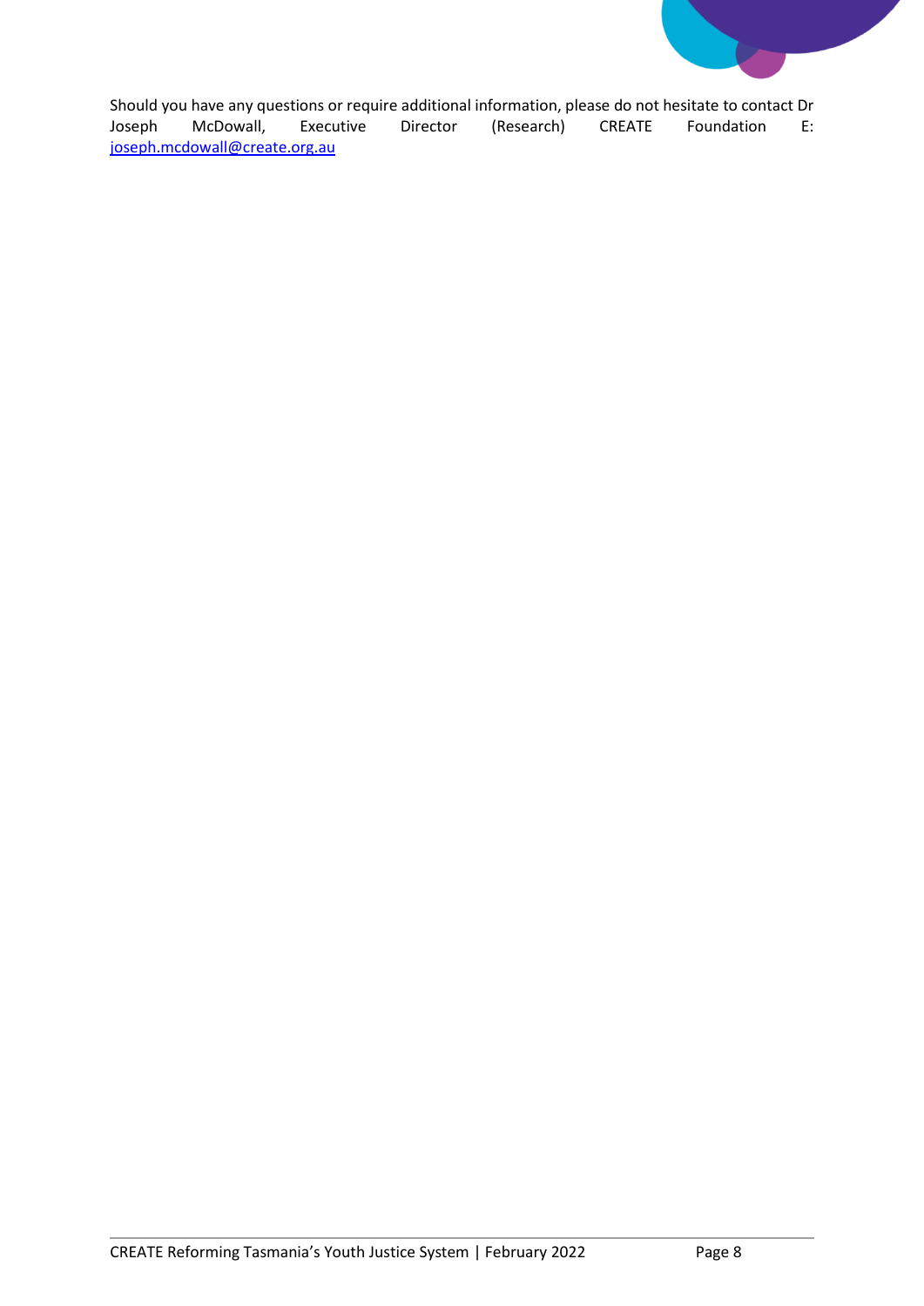Should you have any questions or require additional information, please do not hesitate to contact Dr Joseph McDowall, Executive Director (Research) CREATE Foundation E: joseph.mcdowall@create.org.au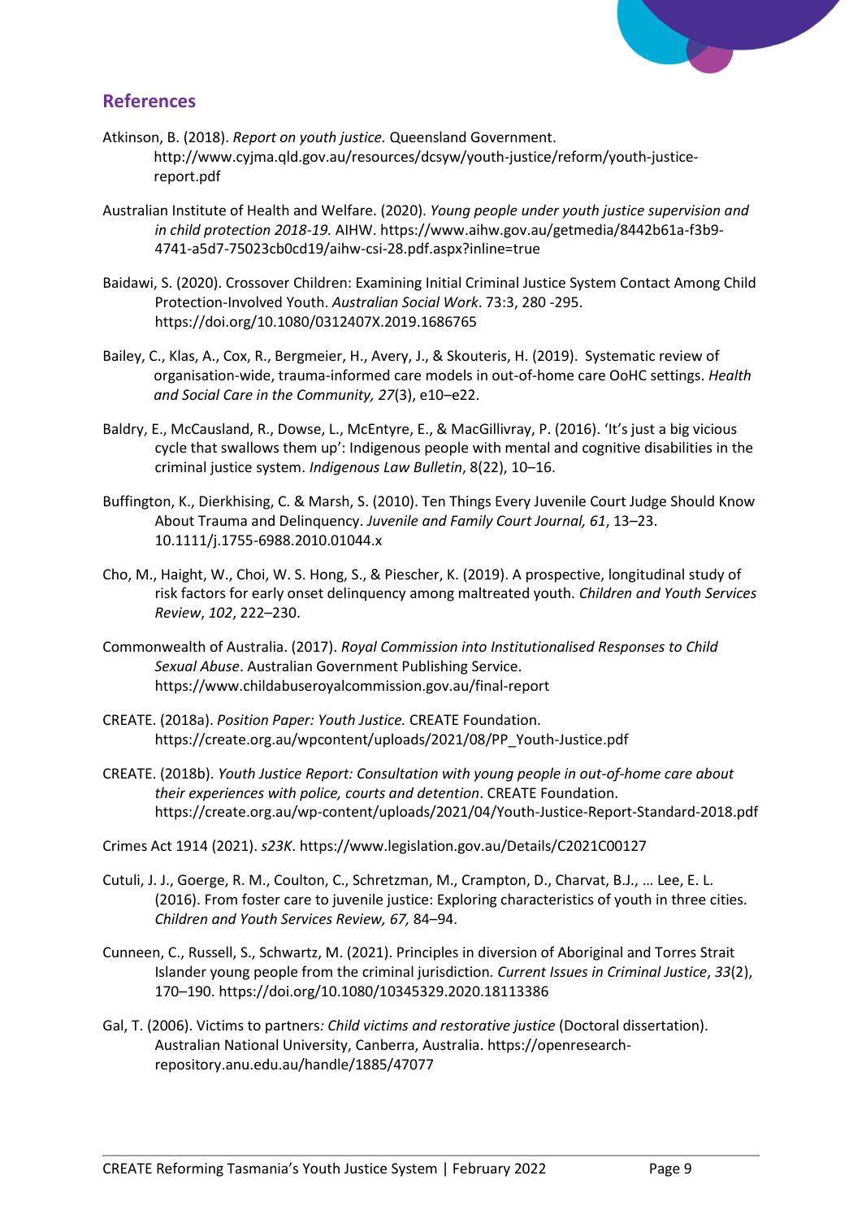## References

Atkinson, B. (2018). *Report on youth justice.* Queensland Government. http://www.cyjma.qld.gov.au/resources/dcsyw/youth-justice/reform/youth-justice-report.pdf

Australian Institute of Health and Welfare. (2020). *Young people under youth justice supervision and in child protection 2018-19.* AIHW. https://www.aihw.gov.au/getmedia/8442b61a-f3b9-4741-a5d7-75023cb0cd19/aihw-csi-28.pdf.aspx?inline=true

Baidawi, S. (2020). Crossover Children: Examining Initial Criminal Justice System Contact Among Child Protection-Involved Youth. *Australian Social Work*. 73:3, 280 -295. https://doi.org/10.1080/0312407X.2019.1686765

Bailey, C., Klas, A., Cox, R., Bergmeier, H., Avery, J., & Skouteris, H. (2019). Systematic review of organisation-wide, trauma-informed care models in out-of-home care OoHC settings. *Health and Social Care in the Community, 27*(3), e10–e22.

Baldry, E., McCausland, R., Dowse, L., McEntyre, E., & MacGillivray, P. (2016). 'It's just a big vicious cycle that swallows them up': Indigenous people with mental and cognitive disabilities in the criminal justice system. *Indigenous Law Bulletin*, 8(22), 10–16.

Buffington, K., Dierkhising, C. & Marsh, S. (2010). Ten Things Every Juvenile Court Judge Should Know About Trauma and Delinquency. *Juvenile and Family Court Journal, 61*, 13–23. 10.1111/j.1755-6988.2010.01044.x

Cho, M., Haight, W., Choi, W. S. Hong, S., & Piescher, K. (2019). A prospective, longitudinal study of risk factors for early onset delinquency among maltreated youth. *Children and Youth Services Review*, *102*, 222–230.

Commonwealth of Australia. (2017). *Royal Commission into Institutionalised Responses to Child Sexual Abuse*. Australian Government Publishing Service. https://www.childabuseroyalcommission.gov.au/final-report

CREATE. (2018a). *Position Paper: Youth Justice.* CREATE Foundation. https://create.org.au/wpcontent/uploads/2021/08/PP_Youth-Justice.pdf

CREATE. (2018b). *Youth Justice Report: Consultation with young people in out-of-home care about their experiences with police, courts and detention*. CREATE Foundation. https://create.org.au/wp-content/uploads/2021/04/Youth-Justice-Report-Standard-2018.pdf

Crimes Act 1914 (2021). *s23K*. https://www.legislation.gov.au/Details/C2021C00127

Cutuli, J. J., Goerge, R. M., Coulton, C., Schretzman, M., Crampton, D., Charvat, B.J., … Lee, E. L. (2016). From foster care to juvenile justice: Exploring characteristics of youth in three cities. *Children and Youth Services Review, 67,* 84–94.

Cunneen, C., Russell, S., Schwartz, M. (2021). Principles in diversion of Aboriginal and Torres Strait Islander young people from the criminal jurisdiction*. Current Issues in Criminal Justice*, *33*(2), 170–190. https://doi.org/10.1080/10345329.2020.18113386

Gal, T. (2006). Victims to partners*: Child victims and restorative justice* (Doctoral dissertation). Australian National University, Canberra, Australia. https://openresearch-repository.anu.edu.au/handle/1885/47077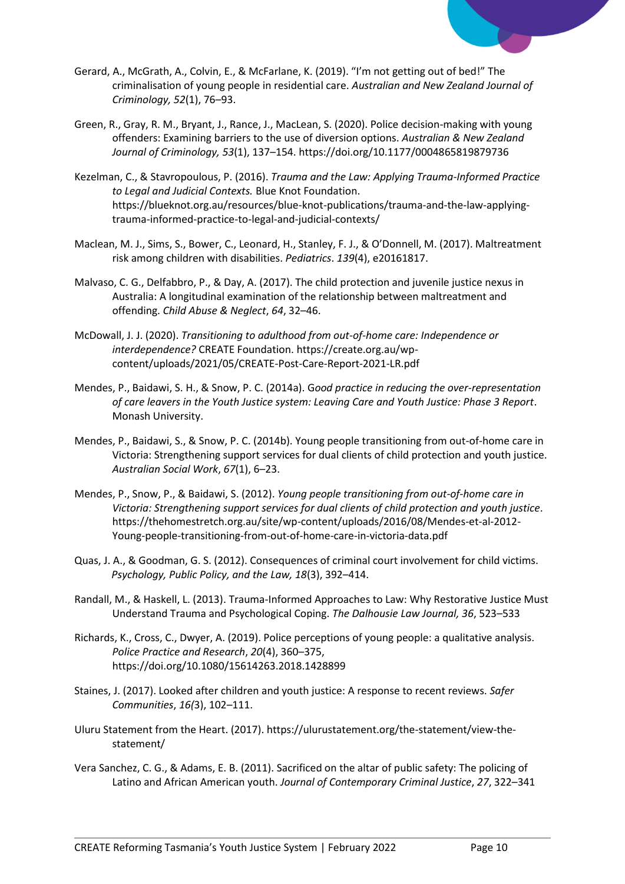Gerard, A., McGrath, A., Colvin, E., & McFarlane, K. (2019). "I'm not getting out of bed!" The criminalisation of young people in residential care. *Australian and New Zealand Journal of Criminology, 52*(1), 76–93.

Green, R., Gray, R. M., Bryant, J., Rance, J., MacLean, S. (2020). Police decision-making with young offenders: Examining barriers to the use of diversion options. *Australian & New Zealand Journal of Criminology, 53*(1), 137–154. https://doi.org/10.1177/0004865819879736

Kezelman, C., & Stavropoulous, P. (2016). *Trauma and the Law: Applying Trauma-Informed Practice to Legal and Judicial Contexts.* Blue Knot Foundation. https://blueknot.org.au/resources/blue-knot-publications/trauma-and-the-law-applying-trauma-informed-practice-to-legal-and-judicial-contexts/

Maclean, M. J., Sims, S., Bower, C., Leonard, H., Stanley, F. J., & O'Donnell, M. (2017). Maltreatment risk among children with disabilities. *Pediatrics*. *139*(4), e20161817.

Malvaso, C. G., Delfabbro, P., & Day, A. (2017). The child protection and juvenile justice nexus in Australia: A longitudinal examination of the relationship between maltreatment and offending. *Child Abuse & Neglect*, *64*, 32–46.

McDowall, J. J. (2020). *Transitioning to adulthood from out-of-home care: Independence or interdependence?* CREATE Foundation. https://create.org.au/wp-content/uploads/2021/05/CREATE-Post-Care-Report-2021-LR.pdf

Mendes, P., Baidawi, S. H., & Snow, P. C. (2014a). *Good practice in reducing the over-representation of care leavers in the Youth Justice system: Leaving Care and Youth Justice: Phase 3 Report*. Monash University.

Mendes, P., Baidawi, S., & Snow, P. C. (2014b). Young people transitioning from out-of-home care in Victoria: Strengthening support services for dual clients of child protection and youth justice. *Australian Social Work*, *67*(1), 6–23.

Mendes, P., Snow, P., & Baidawi, S. (2012). *Young people transitioning from out-of-home care in Victoria: Strengthening support services for dual clients of child protection and youth justice*. https://thehomestretch.org.au/site/wp-content/uploads/2016/08/Mendes-et-al-2012-Young-people-transitioning-from-out-of-home-care-in-victoria-data.pdf

Quas, J. A., & Goodman, G. S. (2012). Consequences of criminal court involvement for child victims. *Psychology, Public Policy, and the Law, 18*(3), 392–414.

Randall, M., & Haskell, L. (2013). Trauma-Informed Approaches to Law: Why Restorative Justice Must Understand Trauma and Psychological Coping. *The Dalhousie Law Journal, 36*, 523–533

Richards, K., Cross, C., Dwyer, A. (2019). Police perceptions of young people: a qualitative analysis. *Police Practice and Research*, *20*(4), 360–375, https://doi.org/10.1080/15614263.2018.1428899

Staines, J. (2017). Looked after children and youth justice: A response to recent reviews. *Safer Communities*, *16(*3), 102–111.

Uluru Statement from the Heart. (2017). https://ulurustatement.org/the-statement/view-the-statement/

Vera Sanchez, C. G., & Adams, E. B. (2011). Sacrificed on the altar of public safety: The policing of Latino and African American youth. *Journal of Contemporary Criminal Justice*, *27*, 322–341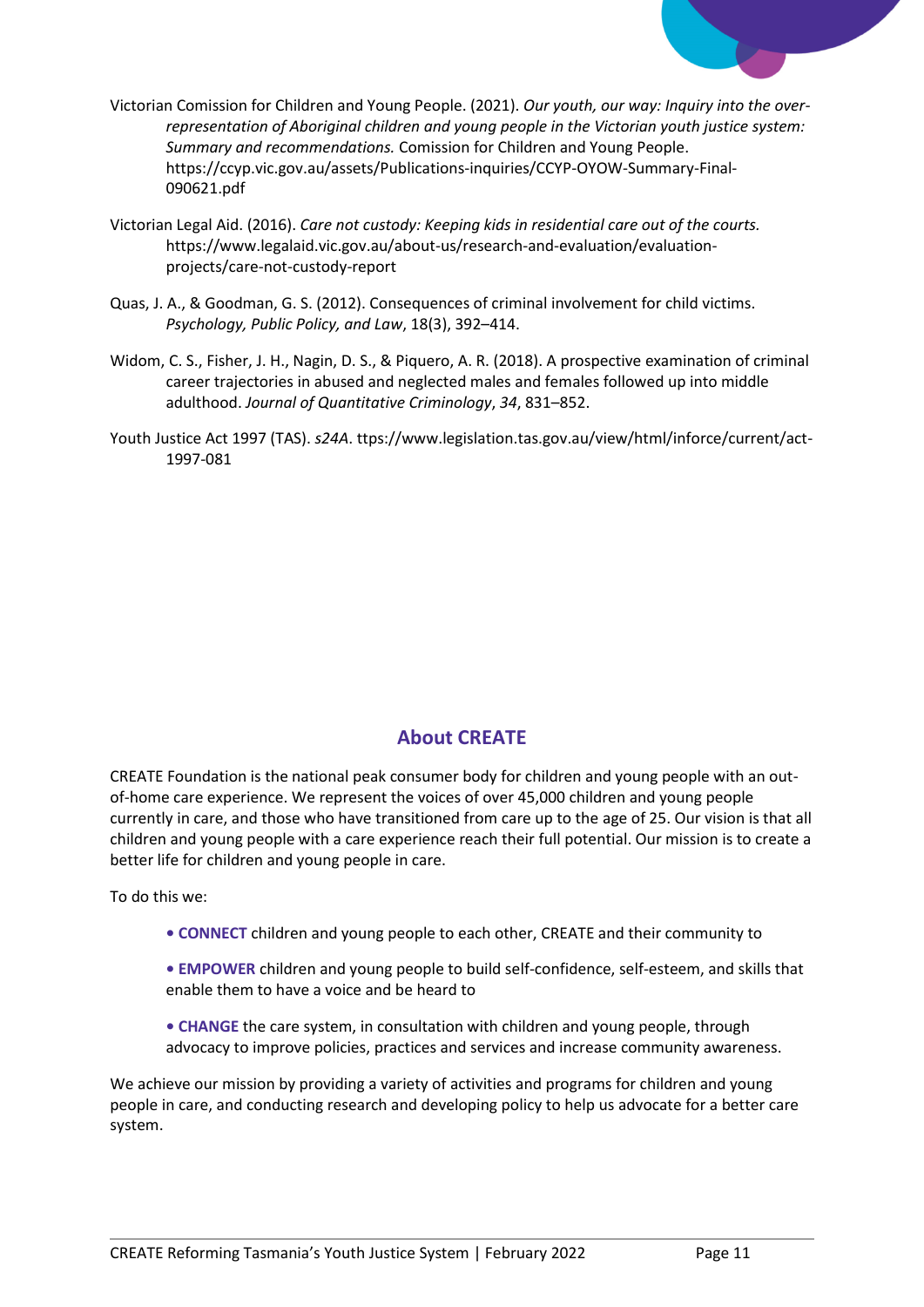Victorian Comission for Children and Young People. (2021). *Our youth, our way: Inquiry into the over-representation of Aboriginal children and young people in the Victorian youth justice system: Summary and recommendations.* Comission for Children and Young People. https://ccyp.vic.gov.au/assets/Publications-inquiries/CCYP-OYOW-Summary-Final-090621.pdf

Victorian Legal Aid. (2016). *Care not custody: Keeping kids in residential care out of the courts.* https://www.legalaid.vic.gov.au/about-us/research-and-evaluation/evaluation-projects/care-not-custody-report

Quas, J. A., & Goodman, G. S. (2012). Consequences of criminal involvement for child victims. *Psychology, Public Policy, and Law*, 18(3), 392–414.

Widom, C. S., Fisher, J. H., Nagin, D. S., & Piquero, A. R. (2018). A prospective examination of criminal career trajectories in abused and neglected males and females followed up into middle adulthood. *Journal of Quantitative Criminology*, *34*, 831–852.

Youth Justice Act 1997 (TAS). *s24A*. ttps://www.legislation.tas.gov.au/view/html/inforce/current/act-1997-081

## About CREATE

CREATE Foundation is the national peak consumer body for children and young people with an out-of-home care experience. We represent the voices of over 45,000 children and young people currently in care, and those who have transitioned from care up to the age of 25. Our vision is that all children and young people with a care experience reach their full potential. Our mission is to create a better life for children and young people in care.

To do this we:

- **CONNECT** children and young people to each other, CREATE and their community to
- **EMPOWER** children and young people to build self-confidence, self-esteem, and skills that enable them to have a voice and be heard to
- **CHANGE** the care system, in consultation with children and young people, through advocacy to improve policies, practices and services and increase community awareness.

We achieve our mission by providing a variety of activities and programs for children and young people in care, and conducting research and developing policy to help us advocate for a better care system.